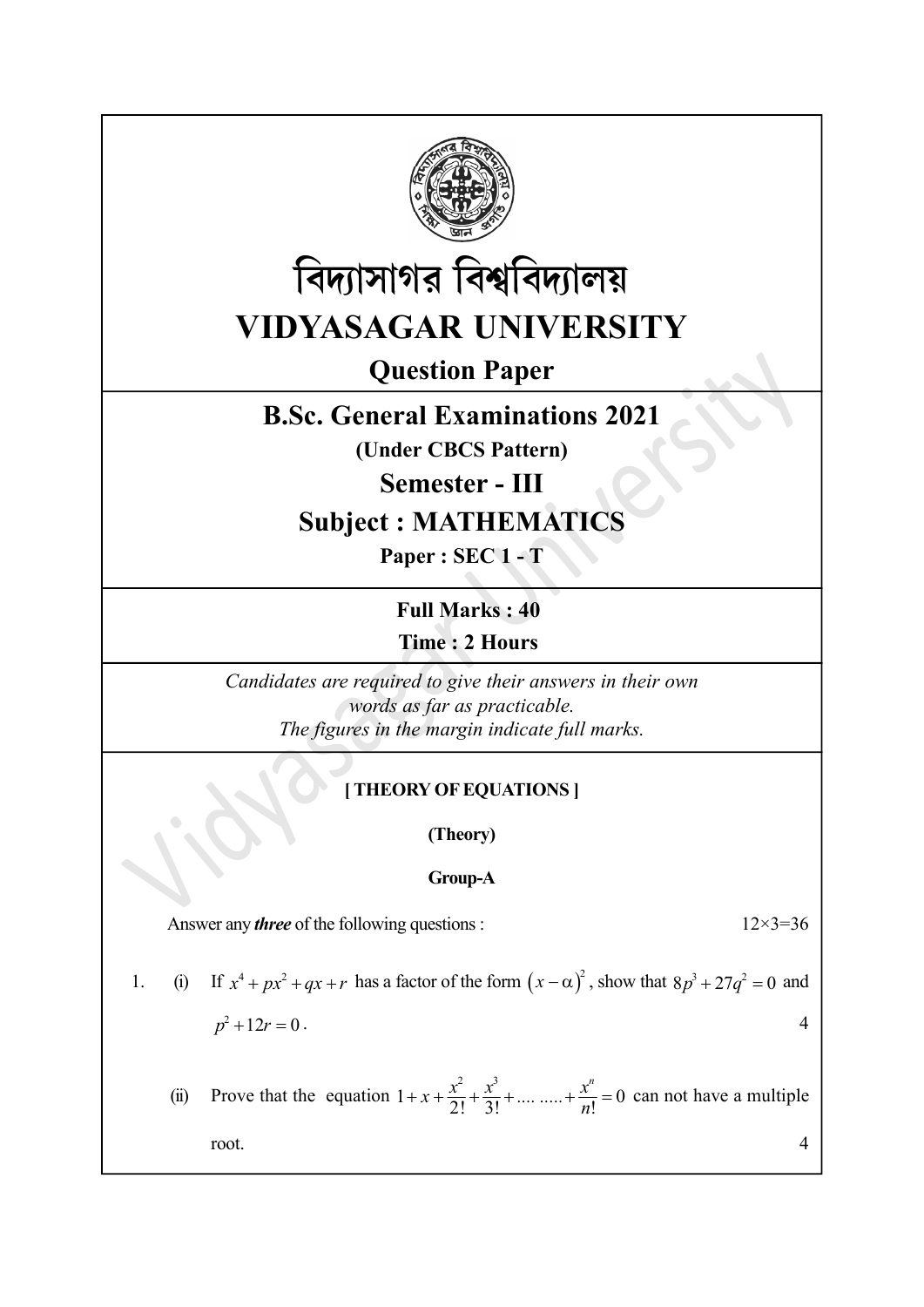# বিদ্যাসাগর বিশ্ববিদ্যালয়

# VIDYASAGAR UNIVERSITY

## Question Paper

## B.Sc. General Examinations 2021

**(Under CBCS Pattern)**

## Semester - III

## Subject : MATHEMATICS

**Paper : SEC 1 - T**

**Full Marks : 40**

**Time : 2 Hours**

*Candidates are required to give their answers in their own words as far as practicable.*
*The figures in the margin indicate full marks.*

**[ THEORY OF EQUATIONS ]**

**(Theory)**

**Group-A**

Answer any ***three*** of the following questions : 12×3=36

1. (i) If $x^4 + px^2 + qx + r$ has a factor of the form $(x-\alpha)^2$, show that $8p^3 + 27q^2 = 0$ and $p^2 + 12r = 0$. 4

   (ii) Prove that the equation $1 + x + \frac{x^2}{2!} + \frac{x^3}{3!} + .... ..... + \frac{x^n}{n!} = 0$ can not have a multiple root. 4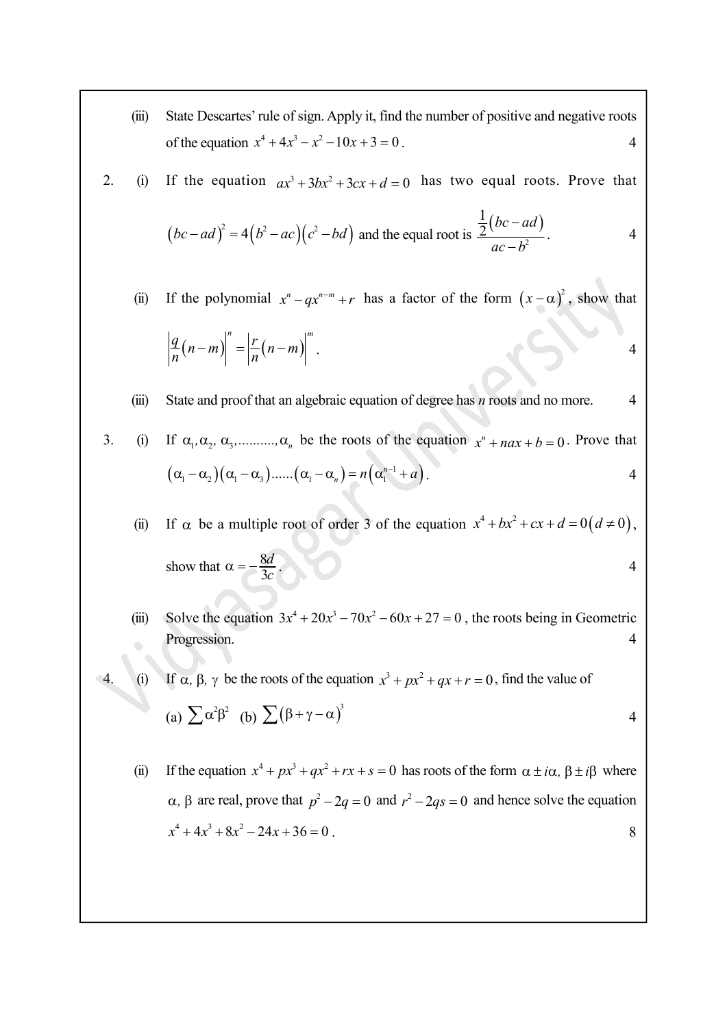(iii) State Descartes' rule of sign. Apply it, find the number of positive and negative roots of the equation $x^4 + 4x^3 - x^2 - 10x + 3 = 0$. 4

2. (i) If the equation $ax^3 + 3bx^2 + 3cx + d = 0$ has two equal roots. Prove that $(bc - ad)^2 = 4(b^2 - ac)(c^2 - bd)$ and the equal root is $\dfrac{\frac{1}{2}(bc - ad)}{ac - b^2}$. 4

   (ii) If the polynomial $x^n - qx^{n-m} + r$ has a factor of the form $(x - \alpha)^2$, show that

   $$\left|\frac{q}{n}(n-m)\right|^n = \left|\frac{r}{n}(n-m)\right|^m.$$ 4

   (iii) State and proof that an algebraic equation of degree has *n* roots and no more. 4

3. (i) If $\alpha_1, \alpha_2, \alpha_3, .........., \alpha_n$ be the roots of the equation $x^n + nax + b = 0$. Prove that $(\alpha_1 - \alpha_2)(\alpha_1 - \alpha_3)......(\alpha_1 - \alpha_n) = n(\alpha_1^{n-1} + a)$. 4

   (ii) If $\alpha$ be a multiple root of order 3 of the equation $x^4 + bx^2 + cx + d = 0 \, (d \neq 0)$, show that $\alpha = -\dfrac{8d}{3c}$. 4

   (iii) Solve the equation $3x^4 + 20x^3 - 70x^2 - 60x + 27 = 0$, the roots being in Geometric Progression. 4

4. (i) If $\alpha, \beta, \gamma$ be the roots of the equation $x^3 + px^2 + qx + r = 0$, find the value of

   (a) $\sum \alpha^2\beta^2$ (b) $\sum (\beta + \gamma - \alpha)^3$ 4

   (ii) If the equation $x^4 + px^3 + qx^2 + rx + s = 0$ has roots of the form $\alpha \pm i\alpha, \beta \pm i\beta$ where $\alpha, \beta$ are real, prove that $p^2 - 2q = 0$ and $r^2 - 2qs = 0$ and hence solve the equation $x^4 + 4x^3 + 8x^2 - 24x + 36 = 0$. 8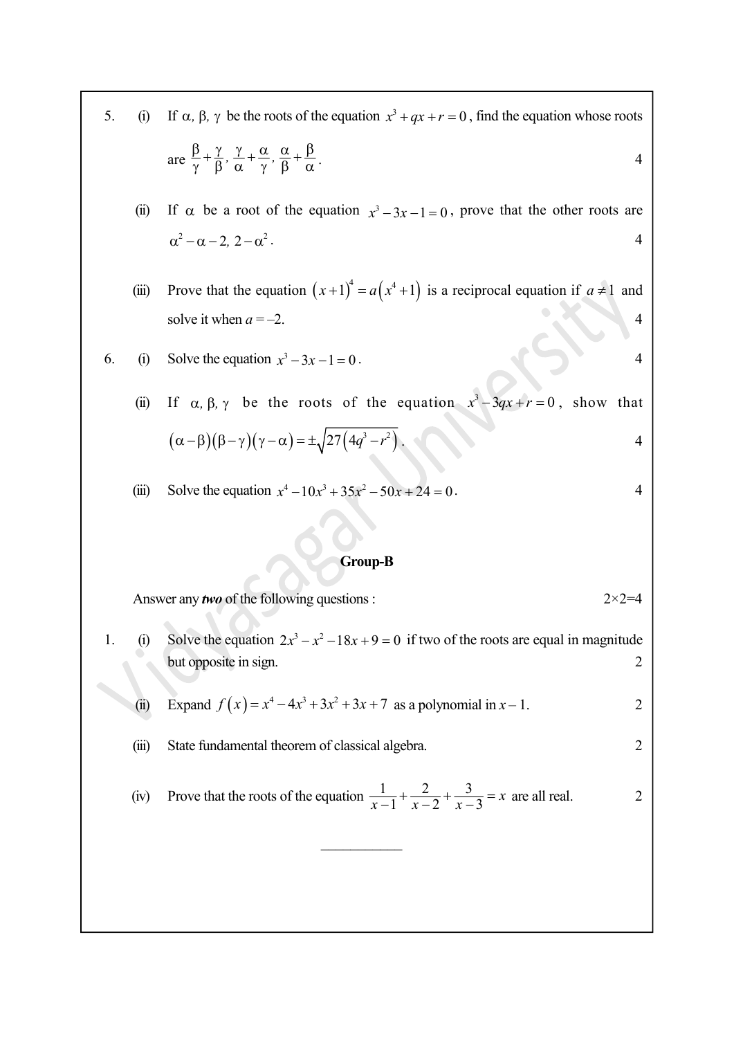5. (i) If $\alpha, \beta, \gamma$ be the roots of the equation $x^3 + qx + r = 0$, find the equation whose roots are $\frac{\beta}{\gamma}+\frac{\gamma}{\beta}, \frac{\gamma}{\alpha}+\frac{\alpha}{\gamma}, \frac{\alpha}{\beta}+\frac{\beta}{\alpha}$. 4

(ii) If $\alpha$ be a root of the equation $x^3 - 3x - 1 = 0$, prove that the other roots are $\alpha^2 - \alpha - 2, \; 2 - \alpha^2$. 4

(iii) Prove that the equation $(x+1)^4 = a(x^4+1)$ is a reciprocal equation if $a \neq 1$ and solve it when $a = -2$. 4

6. (i) Solve the equation $x^3 - 3x - 1 = 0$. 4

(ii) If $\alpha, \beta, \gamma$ be the roots of the equation $x^3 - 3qx + r = 0$, show that $(\alpha-\beta)(\beta-\gamma)(\gamma-\alpha) = \pm\sqrt{27(4q^3 - r^2)}$. 4

(iii) Solve the equation $x^4 - 10x^3 + 35x^2 - 50x + 24 = 0$. 4

**Group-B**

Answer any ***two*** of the following questions : 2×2=4

1. (i) Solve the equation $2x^3 - x^2 - 18x + 9 = 0$ if two of the roots are equal in magnitude but opposite in sign. 2

(ii) Expand $f(x) = x^4 - 4x^3 + 3x^2 + 3x + 7$ as a polynomial in $x - 1$. 2

(iii) State fundamental theorem of classical algebra. 2

(iv) Prove that the roots of the equation $\frac{1}{x-1}+\frac{2}{x-2}+\frac{3}{x-3} = x$ are all real. 2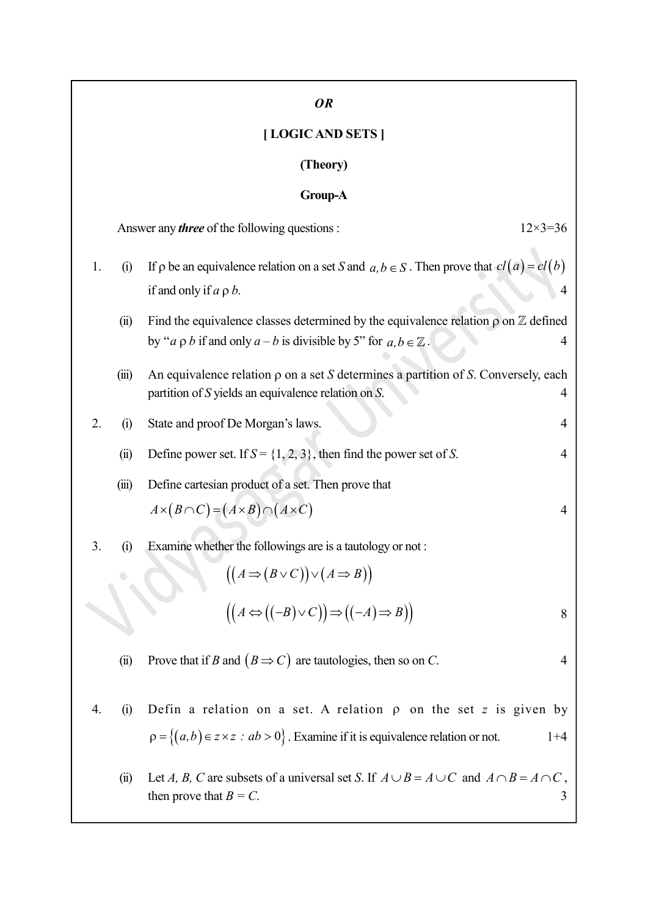***OR***

**[ LOGIC AND SETS ]**

**(Theory)**

**Group-A**

Answer any ***three*** of the following questions : 12×3=36

1. (i) If ρ be an equivalence relation on a set *S* and $a, b \in S$. Then prove that $cl(a) = cl(b)$ if and only if *a* ρ *b*. 4

   (ii) Find the equivalence classes determined by the equivalence relation ρ on $\mathbb{Z}$ defined by "*a* ρ *b* if and only *a* – *b* is divisible by 5" for $a, b \in \mathbb{Z}$. 4

   (iii) An equivalence relation ρ on a set *S* determines a partition of *S*. Conversely, each partition of *S* yields an equivalence relation on *S*. 4

2. (i) State and proof De Morgan's laws. 4

   (ii) Define power set. If *S* = {1, 2, 3}, then find the power set of *S*. 4

   (iii) Define cartesian product of a set. Then prove that

   $$A \times (B \cap C) = (A \times B) \cap (A \times C)$$ 4

3. (i) Examine whether the followings are is a tautology or not :

   $$\left(\left(A \Rightarrow (B \vee C)\right) \vee (A \Rightarrow B)\right)$$

   $$\left(\left(A \Leftrightarrow \left((-B) \vee C\right)\right) \Rightarrow \left((-A) \Rightarrow B\right)\right)$$ 8

   (ii) Prove that if *B* and $(B \Rightarrow C)$ are tautologies, then so on *C*. 4

4. (i) Defin a relation on a set. A relation ρ on the set *z* is given by $\rho = \{(a, b) \in z \times z \, : \, ab > 0\}$. Examine if it is equivalence relation or not. 1+4

   (ii) Let *A, B, C* are subsets of a universal set *S*. If $A \cup B = A \cup C$ and $A \cap B = A \cap C$, then prove that *B* = *C*. 3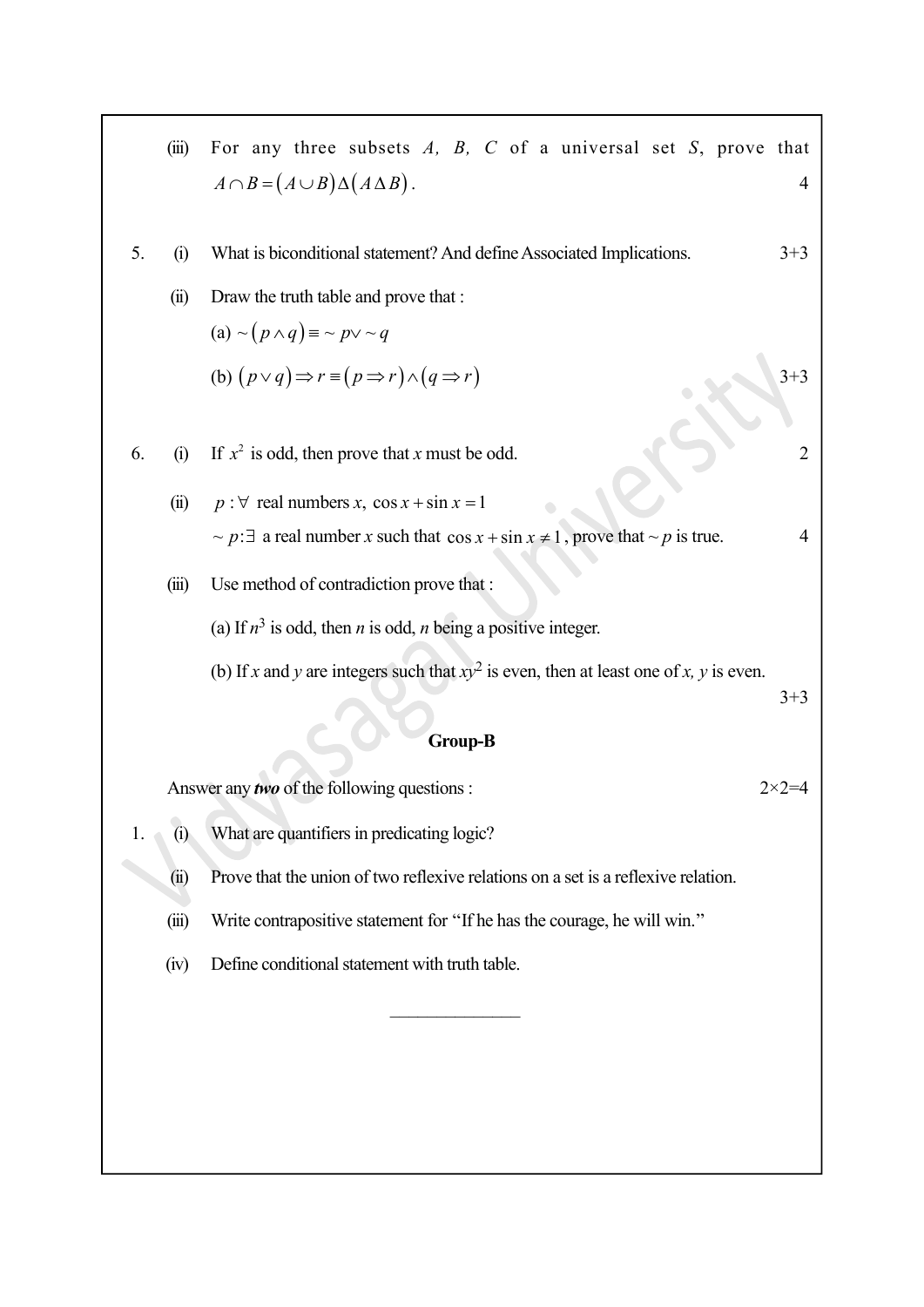(iii) For any three subsets $A$, $B$, $C$ of a universal set $S$, prove that $A \cap B = (A \cup B) \Delta (A \Delta B)$. 4

5. (i) What is biconditional statement? And define Associated Implications. 3+3

(ii) Draw the truth table and prove that :

(a) $\sim (p \wedge q) \equiv \sim p \vee \sim q$

(b) $(p \vee q) \Rightarrow r \equiv (p \Rightarrow r) \wedge (q \Rightarrow r)$ 3+3

6. (i) If $x^2$ is odd, then prove that $x$ must be odd. 2

(ii) $p : \forall$ real numbers $x$, $\cos x + \sin x = 1$

$\sim p : \exists$ a real number $x$ such that $\cos x + \sin x \neq 1$, prove that $\sim p$ is true. 4

(iii) Use method of contradiction prove that :

(a) If $n^3$ is odd, then $n$ is odd, $n$ being a positive integer.

(b) If $x$ and $y$ are integers such that $xy^2$ is even, then at least one of $x$, $y$ is even. 3+3

## Group-B

Answer any ***two*** of the following questions : 2×2=4

1. (i) What are quantifiers in predicating logic?

(ii) Prove that the union of two reflexive relations on a set is a reflexive relation.

(iii) Write contrapositive statement for "If he has the courage, he will win."

(iv) Define conditional statement with truth table.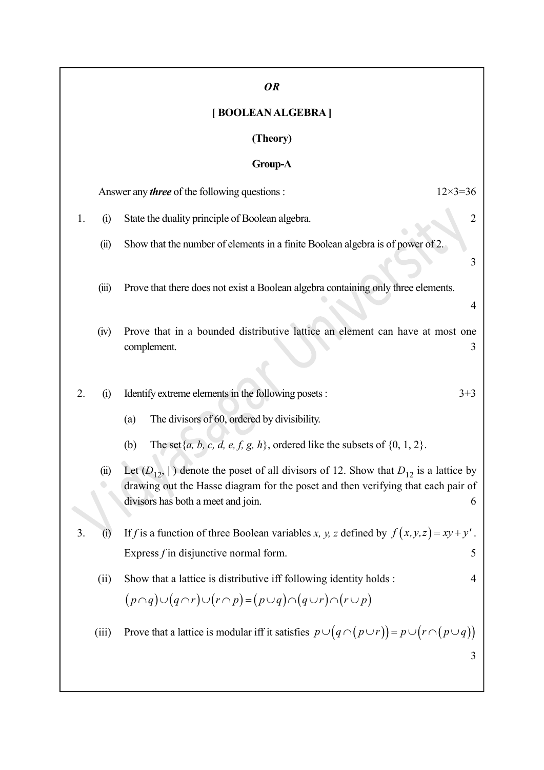*OR*

## [ BOOLEAN ALGEBRA ]

### (Theory)

### Group-A

Answer any ***three*** of the following questions : 12×3=36

1. (i) State the duality principle of Boolean algebra. 2

   (ii) Show that the number of elements in a finite Boolean algebra is of power of 2. 3

   (iii) Prove that there does not exist a Boolean algebra containing only three elements. 4

   (iv) Prove that in a bounded distributive lattice an element can have at most one complement. 3

2. (i) Identify extreme elements in the following posets : 3+3

   (a) The divisors of 60, ordered by divisibility.

   (b) The set $\{a, b, c, d, e, f, g, h\}$, ordered like the subsets of $\{0, 1, 2\}$.

   (ii) Let $(D_{12}, |\,)$ denote the poset of all divisors of 12. Show that $D_{12}$ is a lattice by drawing out the Hasse diagram for the poset and then verifying that each pair of divisors has both a meet and join. 6

3. (i) If $f$ is a function of three Boolean variables $x, y, z$ defined by $f(x,y,z) = xy + y'$. Express $f$ in disjunctive normal form. 5

   (ii) Show that a lattice is distributive iff following identity holds : 4

   $$(p \cap q) \cup (q \cap r) \cup (r \cap p) = (p \cup q) \cap (q \cup r) \cap (r \cup p)$$

   (iii) Prove that a lattice is modular iff it satisfies $p \cup (q \cap (p \cup r)) = p \cup (r \cap (p \cup q))$ 3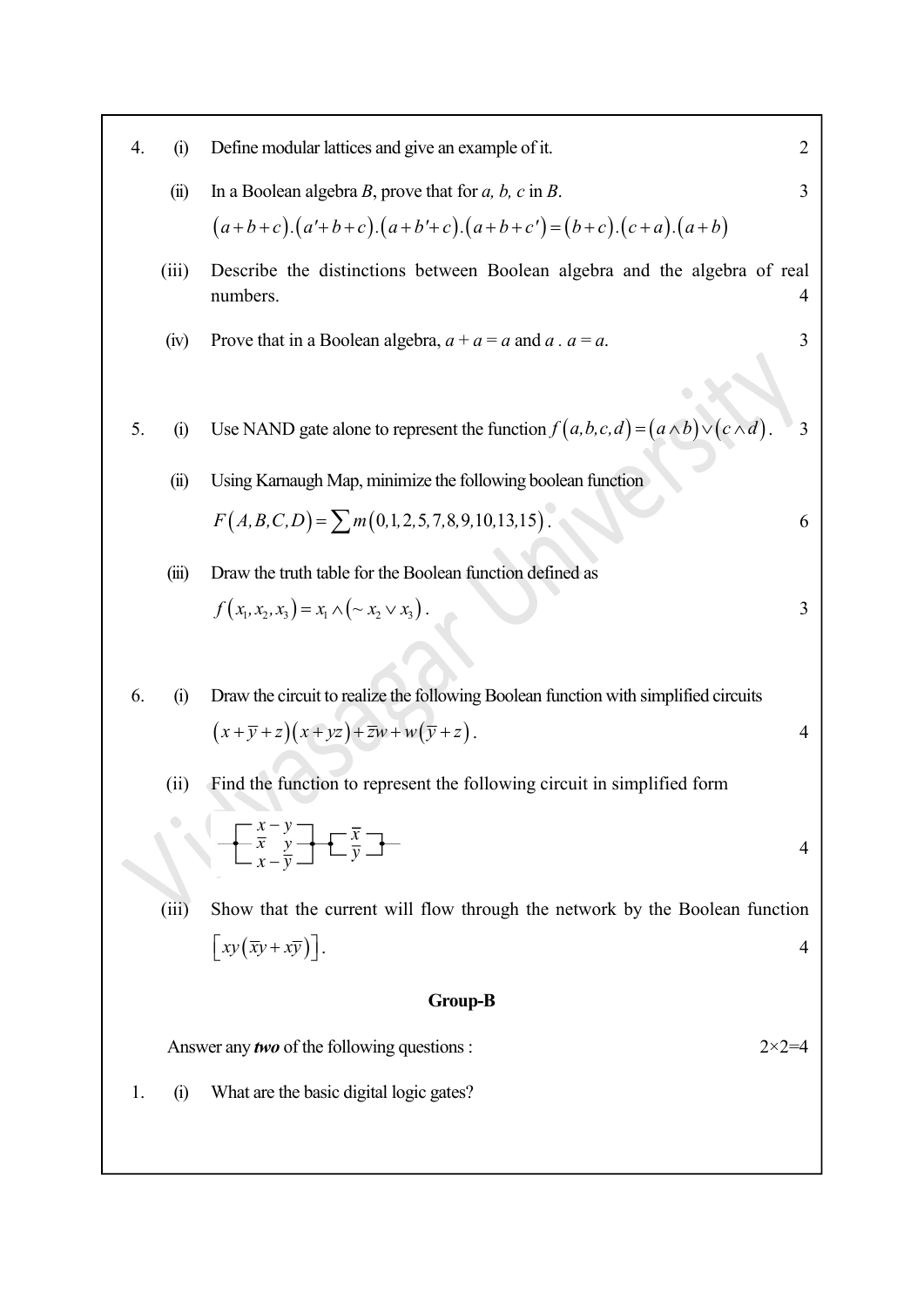4. (i) Define modular lattices and give an example of it. 2

   (ii) In a Boolean algebra *B*, prove that for *a, b, c* in *B*. 3

   $$(a+b+c).(a'+b+c).(a+b'+c).(a+b+c')=(b+c).(c+a).(a+b)$$

   (iii) Describe the distinctions between Boolean algebra and the algebra of real numbers. 4

   (iv) Prove that in a Boolean algebra, $a + a = a$ and $a . a = a$. 3

5. (i) Use NAND gate alone to represent the function $f(a,b,c,d)=(a \wedge b) \vee (c \wedge d)$. 3

   (ii) Using Karnaugh Map, minimize the following boolean function

   $F(A,B,C,D)=\sum m(0,1,2,5,7,8,9,10,13,15)$. 6

   (iii) Draw the truth table for the Boolean function defined as

   $f(x_1,x_2,x_3)=x_1 \wedge (\sim x_2 \vee x_3)$. 3

6. (i) Draw the circuit to realize the following Boolean function with simplified circuits

   $(x+\overline{y}+z)(x+yz)+\overline{z}w+w(\overline{y}+z)$. 4

   (ii) Find the function to represent the following circuit in simplified form 4

   $$\text{—}\left[\begin{array}{c} x - y \\ \overline{x} \quad y \\ x - \overline{y} \end{array}\right]\text{—}\left[\begin{array}{c} \overline{x} \\ \overline{y} \end{array}\right]\text{—}$$

   (iii) Show that the current will flow through the network by the Boolean function $\left[xy(\overline{x}y+x\overline{y})\right]$. 4

## Group-B

Answer any ***two*** of the following questions : 2×2=4

1. (i) What are the basic digital logic gates?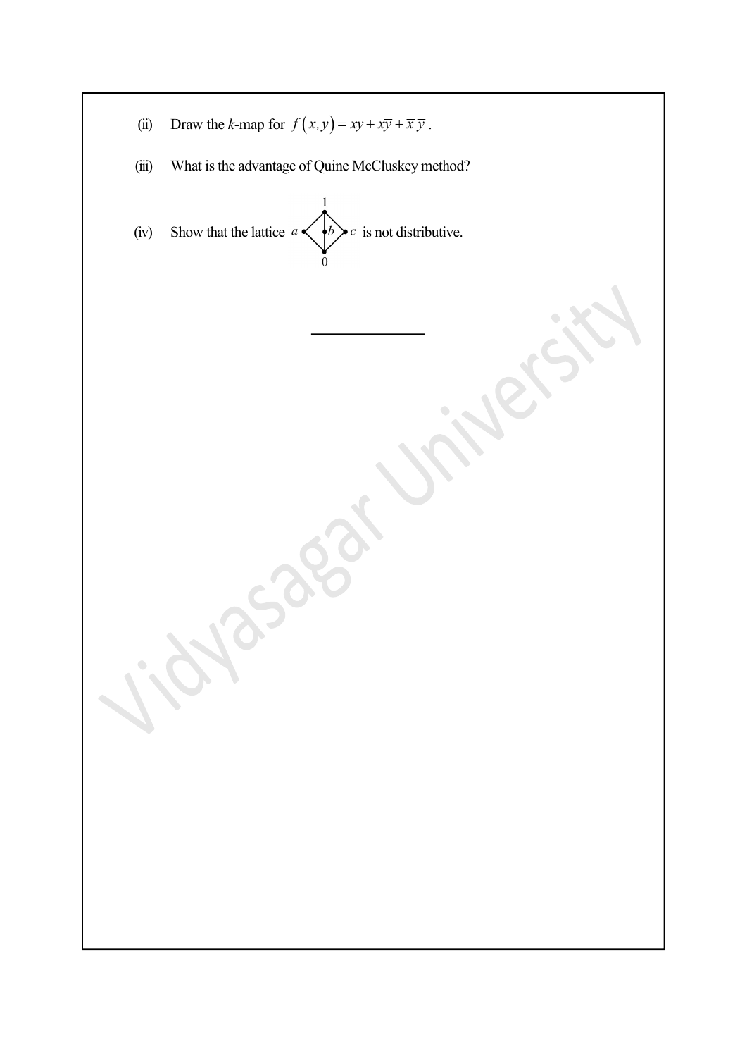(ii) Draw the *k*-map for $f(x, y) = xy + x\overline{y} + \overline{x}\,\overline{y}$.

(iii) What is the advantage of Quine McCluskey method?

(iv) Show that the lattice (with elements $0, a, b, c, 1$) is not distributive.